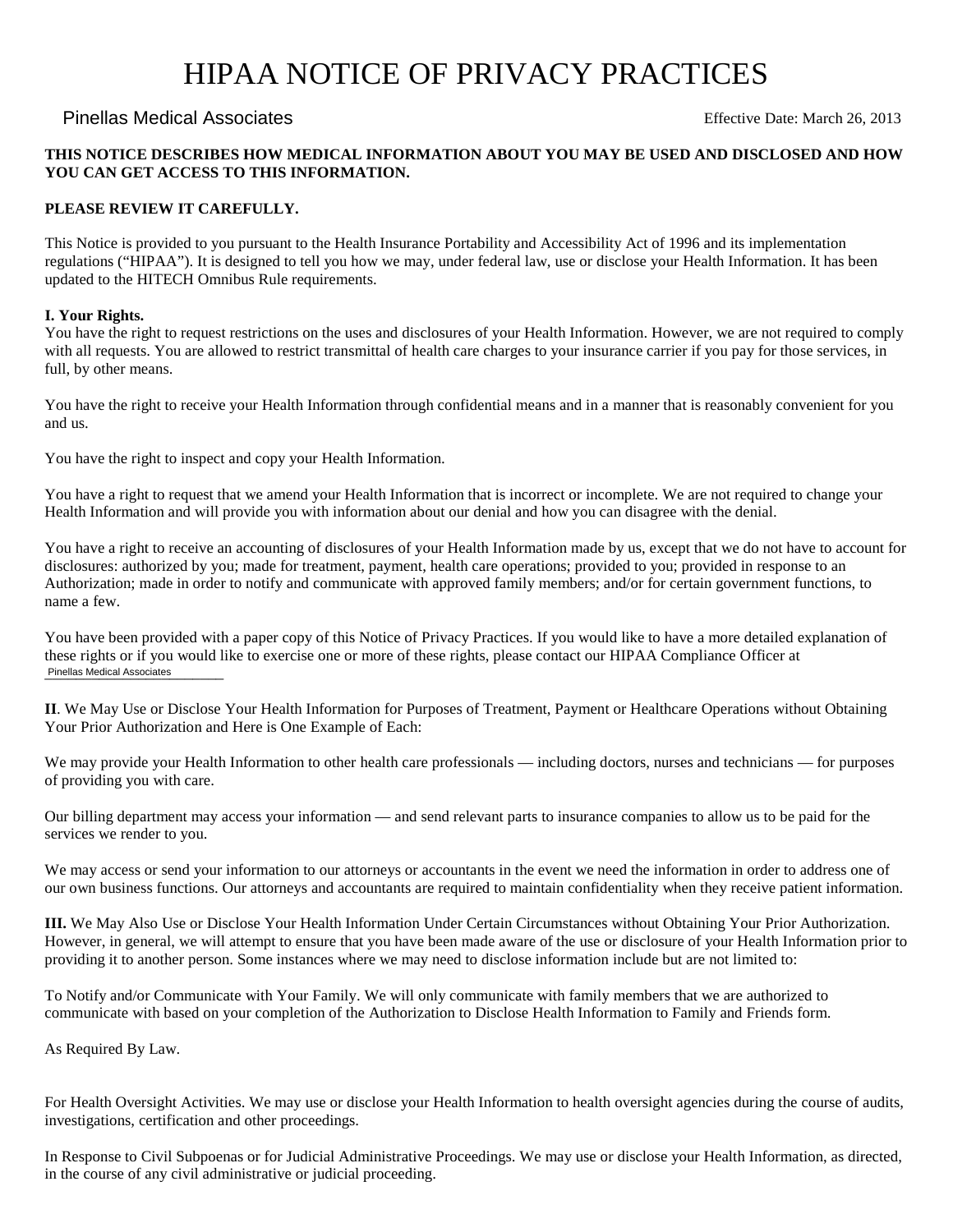# HIPAA NOTICE OF PRIVACY PRACTICES

Pinellas Medical Associates

Effective Date: March 26, 2013

**THIS NOTICE DESCRIBES HOW MEDICAL INFORMATION ABOUT YOU MAY BE USED AND DISCLOSED AND HOW YOU CAN GET ACCESS TO THIS INFORMATION.**

**PLEASE REVIEW IT CAREFULLY.**

This Notice is provided to you pursuant to the Health Insurance Portability and Accessibility Act of 1996 and its implementation regulations ("HIPAA"). It is designed to tell you how we may, under federal law, use or disclose your Health Information. It has been updated to the HITECH Omnibus Rule requirements.

**I. Your Rights.**

You have the right to request restrictions on the uses and disclosures of your Health Information. However, we are not required to comply with all requests. You are allowed to restrict transmittal of health care charges to your insurance carrier if you pay for those services, in full, by other means.

You have the right to receive your Health Information through confidential means and in a manner that is reasonably convenient for you and us.

You have the right to inspect and copy your Health Information.

You have a right to request that we amend your Health Information that is incorrect or incomplete. We are not required to change your Health Information and will provide you with information about our denial and how you can disagree with the denial.

You have a right to receive an accounting of disclosures of your Health Information made by us, except that we do not have to account for disclosures: authorized by you; made for treatment, payment, health care operations; provided to you; provided in response to an Authorization; made in order to notify and communicate with approved family members; and/or for certain government functions, to name a few.

You have been provided with a paper copy of this Notice of Privacy Practices. If you would like to have a more detailed explanation of these rights or if you would like to exercise one or more of these rights, please contact our HIPAA Compliance Officer at Pinellas Medical Associates

**II**. We May Use or Disclose Your Health Information for Purposes of Treatment, Payment or Healthcare Operations without Obtaining Your Prior Authorization and Here is One Example of Each:

We may provide your Health Information to other health care professionals — including doctors, nurses and technicians — for purposes of providing you with care.

Our billing department may access your information — and send relevant parts to insurance companies to allow us to be paid for the services we render to you.

We may access or send your information to our attorneys or accountants in the event we need the information in order to address one of our own business functions. Our attorneys and accountants are required to maintain confidentiality when they receive patient information.

**III.** We May Also Use or Disclose Your Health Information Under Certain Circumstances without Obtaining Your Prior Authorization. However, in general, we will attempt to ensure that you have been made aware of the use or disclosure of your Health Information prior to providing it to another person. Some instances where we may need to disclose information include but are not limited to:

To Notify and/or Communicate with Your Family. We will only communicate with family members that we are authorized to communicate with based on your completion of the Authorization to Disclose Health Information to Family and Friends form.

As Required By Law.

For Health Oversight Activities. We may use or disclose your Health Information to health oversight agencies during the course of audits, investigations, certification and other proceedings.

In Response to Civil Subpoenas or for Judicial Administrative Proceedings. We may use or disclose your Health Information, as directed, in the course of any civil administrative or judicial proceeding.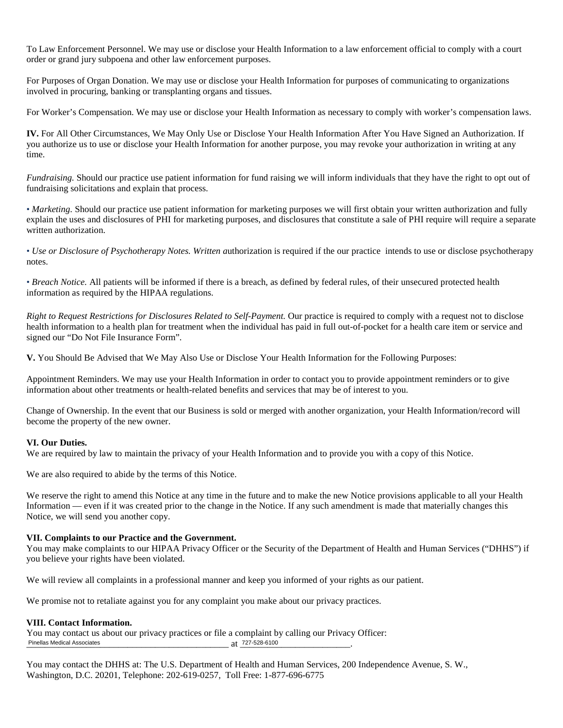To Law Enforcement Personnel. We may use or disclose your Health Information to a law enforcement official to comply with a court order or grand jury subpoena and other law enforcement purposes.

For Purposes of Organ Donation. We may use or disclose your Health Information for purposes of communicating to organizations involved in procuring, banking or transplanting organs and tissues.

For Worker's Compensation. We may use or disclose your Health Information as necessary to comply with worker's compensation laws.

**IV.** For All Other Circumstances, We May Only Use or Disclose Your Health Information After You Have Signed an Authorization. If you authorize us to use or disclose your Health Information for another purpose, you may revoke your authorization in writing at any time.

*Fundraising.* Should our practice use patient information for fund raising we will inform individuals that they have the right to opt out of fundraising solicitations and explain that process.

• *Marketing.* Should our practice use patient information for marketing purposes we will first obtain your written authorization and fully explain the uses and disclosures of PHI for marketing purposes, and disclosures that constitute a sale of PHI require will require a separate written authorization.

• *Use or Disclosure of Psychotherapy Notes. Written a*uthorization is required if the our practice intends to use or disclose psychotherapy notes.

• *Breach Notice.* All patients will be informed if there is a breach, as defined by federal rules, of their unsecured protected health information as required by the HIPAA regulations.

*Right to Request Restrictions for Disclosures Related to Self-Payment.* Our practice is required to comply with a request not to disclose health information to a health plan for treatment when the individual has paid in full out-of-pocket for a health care item or service and signed our "Do Not File Insurance Form".

**V.** You Should Be Advised that We May Also Use or Disclose Your Health Information for the Following Purposes:

Appointment Reminders. We may use your Health Information in order to contact you to provide appointment reminders or to give information about other treatments or health-related benefits and services that may be of interest to you.

Change of Ownership. In the event that our Business is sold or merged with another organization, your Health Information/record will become the property of the new owner.

**VI. Our Duties.**

We are required by law to maintain the privacy of your Health Information and to provide you with a copy of this Notice.

We are also required to abide by the terms of this Notice.

We reserve the right to amend this Notice at any time in the future and to make the new Notice provisions applicable to all your Health Information — even if it was created prior to the change in the Notice. If any such amendment is made that materially changes this Notice, we will send you another copy.

**VII. Complaints to our Practice and the Government.**

You may make complaints to our HIPAA Privacy Officer or the Security of the Department of Health and Human Services ("DHHS") if you believe your rights have been violated.

We will review all complaints in a professional manner and keep you informed of your rights as our patient.

We promise not to retaliate against you for any complaint you make about our privacy practices.

**VIII. Contact Information.**

You may contact us about our privacy practices or file a complaint by calling our Privacy Officer:
Pinellas Medical Associates at 727-528-6100.

You may contact the DHHS at: The U.S. Department of Health and Human Services, 200 Independence Avenue, S. W., Washington, D.C. 20201, Telephone: 202-619-0257, Toll Free: 1-877-696-6775